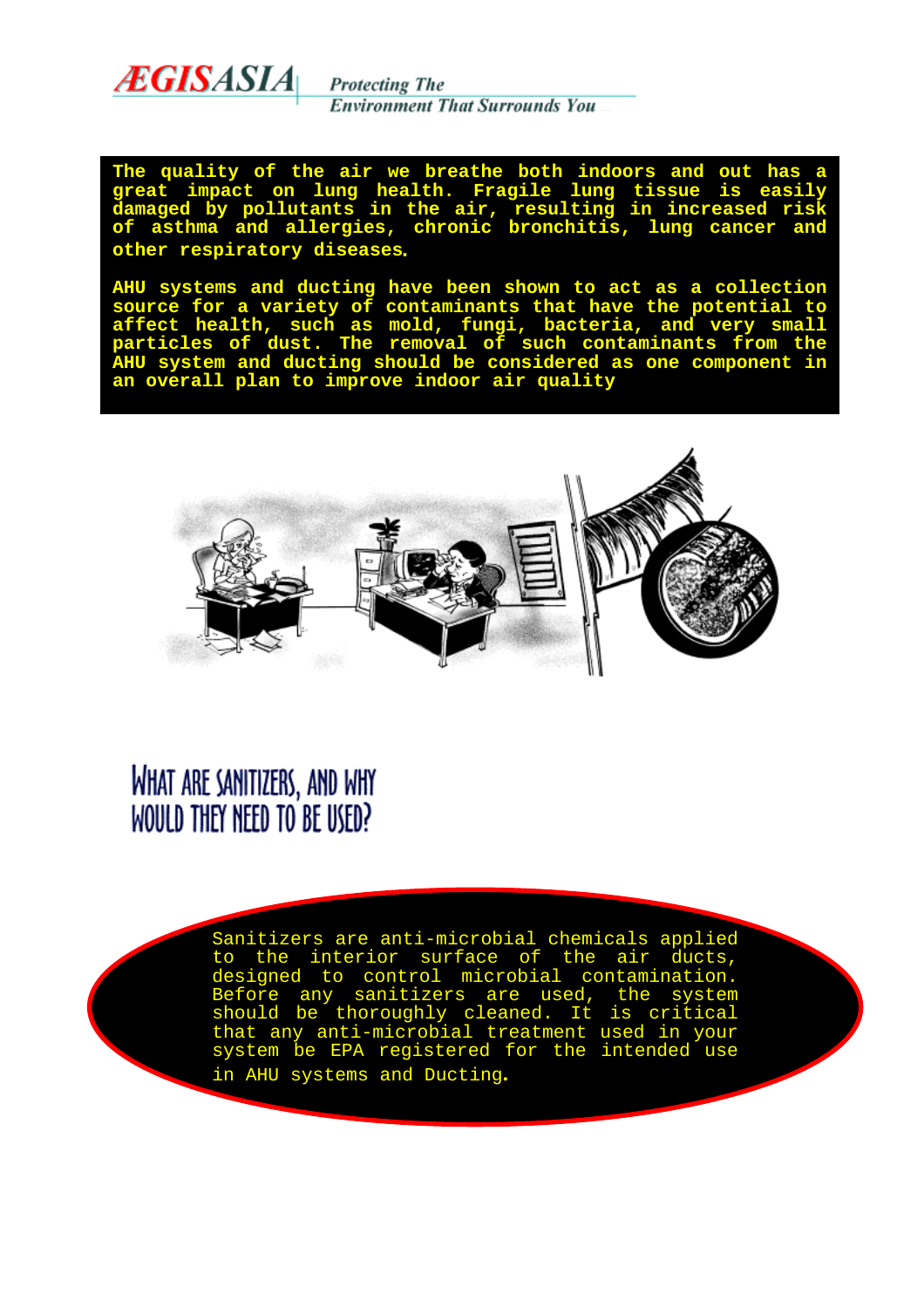ÆGISASIA

*Protecting The Environment That Surrounds You*

**The quality of the air we breathe both indoors and out has a great impact on lung health. Fragile lung tissue is easily damaged by pollutants in the air, resulting in increased risk of asthma and allergies, chronic bronchitis, lung cancer and other respiratory diseases.**

**AHU systems and ducting have been shown to act as a collection source for a variety of contaminants that have the potential to affect health, such as mold, fungi, bacteria, and very small particles of dust. The removal of such contaminants from the AHU system and ducting should be considered as one component in an overall plan to improve indoor air quality**

## What are sanitizers, and why would they need to be used?

Sanitizers are anti-microbial chemicals applied to the interior surface of the air ducts, designed to control microbial contamination. Before any sanitizers are used, the system should be thoroughly cleaned. It is critical that any anti-microbial treatment used in your system be EPA registered for the intended use in AHU systems and Ducting.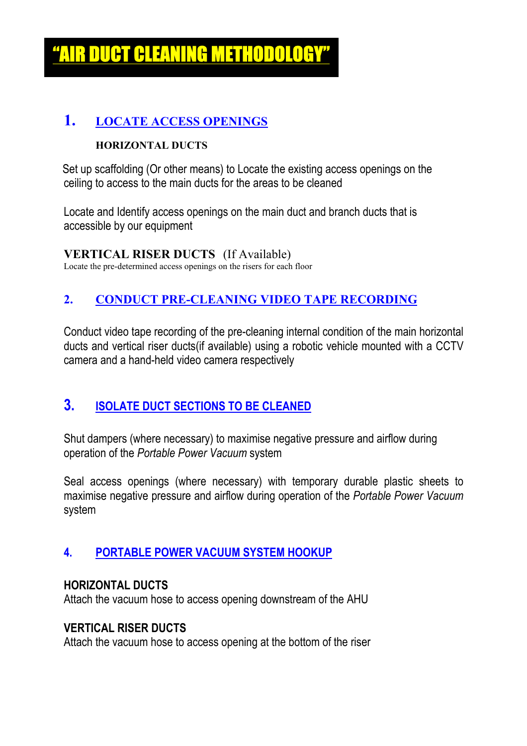# "AIR DUCT CLEANING METHODOLOGY"

## 1. LOCATE ACCESS OPENINGS

**HORIZONTAL DUCTS**

Set up scaffolding (Or other means) to Locate the existing access openings on the ceiling to access to the main ducts for the areas to be cleaned

Locate and Identify access openings on the main duct and branch ducts that is accessible by our equipment

**VERTICAL RISER DUCTS** (If Available)

Locate the pre-determined access openings on the risers for each floor

## 2. CONDUCT PRE-CLEANING VIDEO TAPE RECORDING

Conduct video tape recording of the pre-cleaning internal condition of the main horizontal ducts and vertical riser ducts(if available) using a robotic vehicle mounted with a CCTV camera and a hand-held video camera respectively

## 3. ISOLATE DUCT SECTIONS TO BE CLEANED

Shut dampers (where necessary) to maximise negative pressure and airflow during operation of the *Portable Power Vacuum* system

Seal access openings (where necessary) with temporary durable plastic sheets to maximise negative pressure and airflow during operation of the *Portable Power Vacuum* system

## 4. PORTABLE POWER VACUUM SYSTEM HOOKUP

**HORIZONTAL DUCTS**

Attach the vacuum hose to access opening downstream of the AHU

**VERTICAL RISER DUCTS**

Attach the vacuum hose to access opening at the bottom of the riser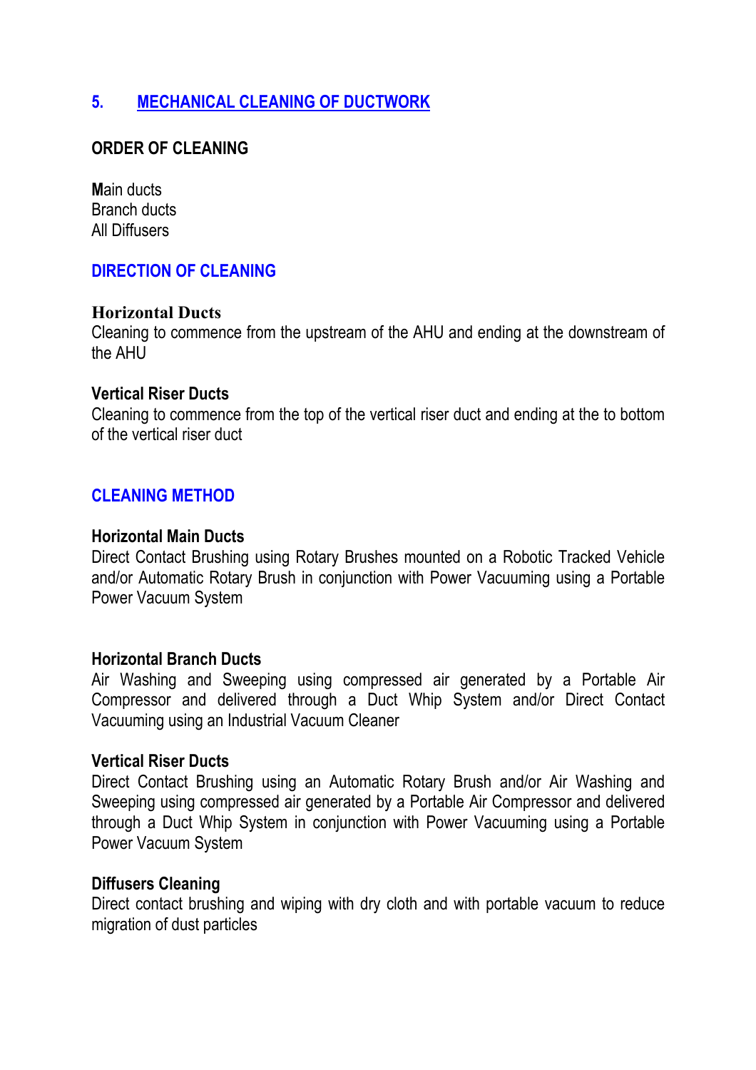## 5. MECHANICAL CLEANING OF DUCTWORK

### ORDER OF CLEANING

Main ducts
Branch ducts
All Diffusers

### DIRECTION OF CLEANING

**Horizontal Ducts**
Cleaning to commence from the upstream of the AHU and ending at the downstream of the AHU

**Vertical Riser Ducts**
Cleaning to commence from the top of the vertical riser duct and ending at the to bottom of the vertical riser duct

### CLEANING METHOD

**Horizontal Main Ducts**
Direct Contact Brushing using Rotary Brushes mounted on a Robotic Tracked Vehicle and/or Automatic Rotary Brush in conjunction with Power Vacuuming using a Portable Power Vacuum System

**Horizontal Branch Ducts**
Air Washing and Sweeping using compressed air generated by a Portable Air Compressor and delivered through a Duct Whip System and/or Direct Contact Vacuuming using an Industrial Vacuum Cleaner

**Vertical Riser Ducts**
Direct Contact Brushing using an Automatic Rotary Brush and/or Air Washing and Sweeping using compressed air generated by a Portable Air Compressor and delivered through a Duct Whip System in conjunction with Power Vacuuming using a Portable Power Vacuum System

**Diffusers Cleaning**
Direct contact brushing and wiping with dry cloth and with portable vacuum to reduce migration of dust particles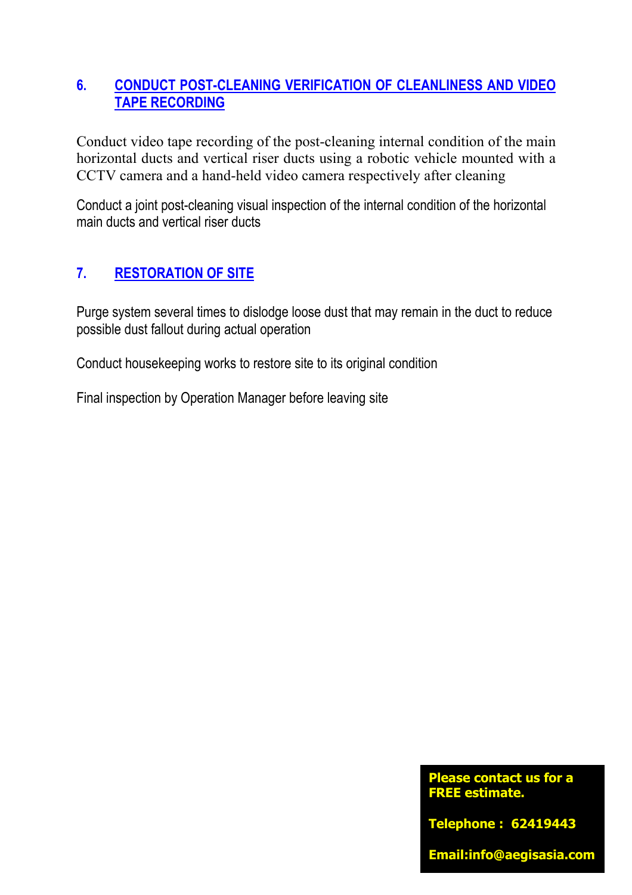## 6. CONDUCT POST-CLEANING VERIFICATION OF CLEANLINESS AND VIDEO TAPE RECORDING

Conduct video tape recording of the post-cleaning internal condition of the main horizontal ducts and vertical riser ducts using a robotic vehicle mounted with a CCTV camera and a hand-held video camera respectively after cleaning

Conduct a joint post-cleaning visual inspection of the internal condition of the horizontal main ducts and vertical riser ducts

## 7. RESTORATION OF SITE

Purge system several times to dislodge loose dust that may remain in the duct to reduce possible dust fallout during actual operation

Conduct housekeeping works to restore site to its original condition

Final inspection by Operation Manager before leaving site

**Please contact us for a FREE estimate.**

**Telephone : 62419443**

**Email:info@aegisasia.com**